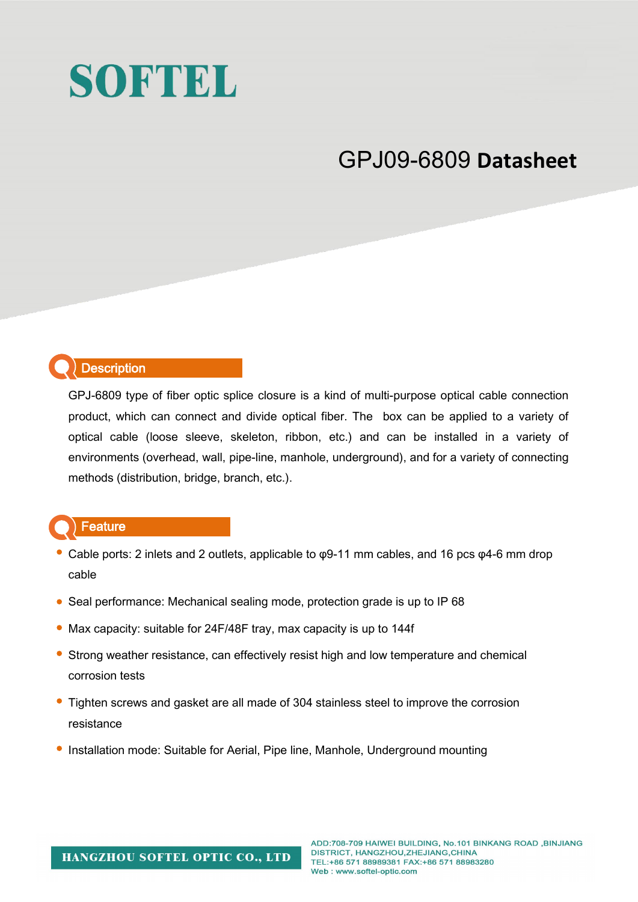# SOFTEL

## GPJ09-6809 **Datasheet**

## Description

GPJ-6809 type of fiber optic splice closure is a kind of multi-purpose optical cable connection product, which can connect and divide optical fiber. The box can be applied to a variety of optical cable (loose sleeve, skeleton, ribbon, etc.) and can be installed in a variety of environments (overhead, wall, pipe-line, manhole, underground), and for a variety of connecting methods (distribution, bridge, branch, etc.).

## Feature

- Cable ports: 2 inlets and 2 outlets, applicable to φ9-11 mm cables, and 16 pcs φ4-6 mm drop cable
- Seal performance: Mechanical sealing mode, protection grade is up to IP 68
- Max capacity: suitable for 24F/48F tray, max capacity is up to 144f
- Strong weather resistance, can effectively resist high and low temperature and chemical corrosion tests
- Tighten screws and gasket are all made of 304 stainless steel to improve the corrosion resistance
- Installation mode: Suitable for Aerial, Pipe line, Manhole, Underground mounting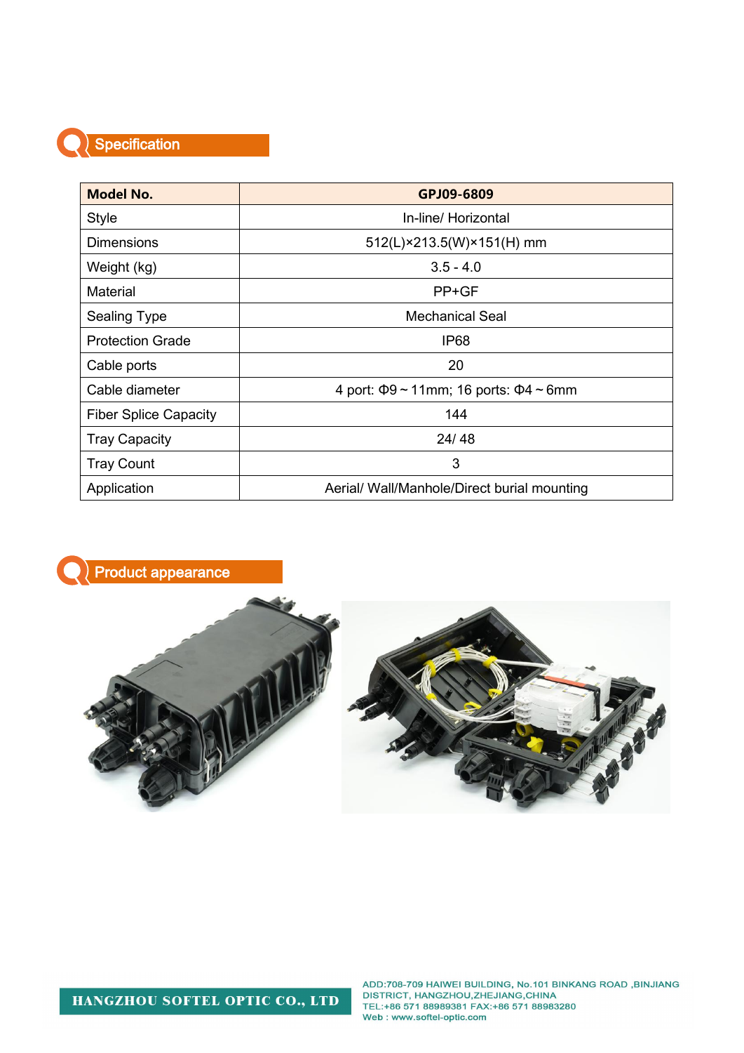## Specification

| Model No. | GPJ09-6809 |
|---|---|
| Style | In-line/ Horizontal |
| Dimensions | 512(L)×213.5(W)×151(H) mm |
| Weight (kg) | 3.5 - 4.0 |
| Material | PP+GF |
| Sealing Type | Mechanical Seal |
| Protection Grade | IP68 |
| Cable ports | 20 |
| Cable diameter | 4 port: Φ9 ~ 11mm; 16 ports: Φ4 ~ 6mm |
| Fiber Splice Capacity | 144 |
| Tray Capacity | 24/ 48 |
| Tray Count | 3 |
| Application | Aerial/ Wall/Manhole/Direct burial mounting |

## Product appearance

**HANGZHOU SOFTEL OPTIC CO., LTD**

ADD:708-709 HAIWEI BUILDING, No.101 BINKANG ROAD ,BINJIANG DISTRICT, HANGZHOU,ZHEJIANG,CHINA
TEL:+86 571 88989381 FAX:+86 571 88983280
Web : www.softel-optic.com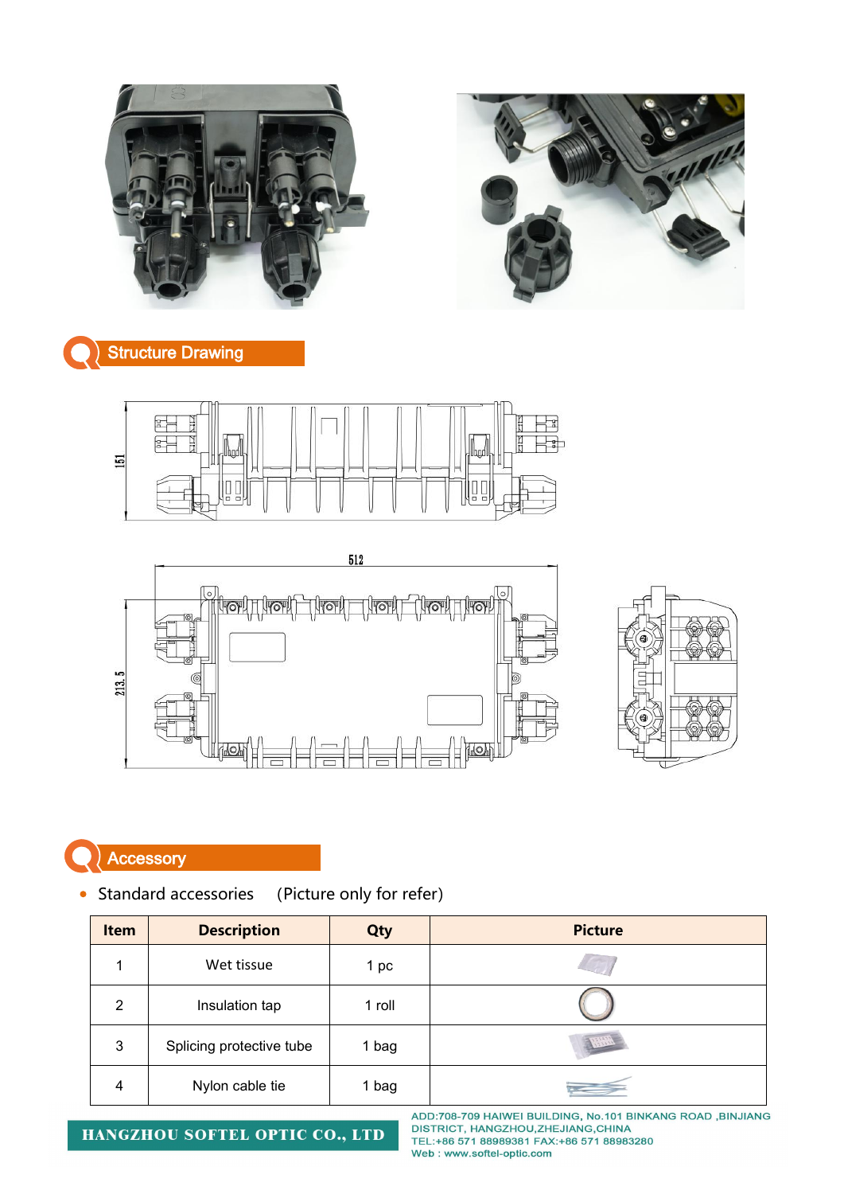## Structure Drawing

151

512

213.5

## Accessory

- Standard accessories (Picture only for refer)

| Item | Description | Qty | Picture |
|---|---|---|---|
| 1 | Wet tissue | 1 pc | |
| 2 | Insulation tap | 1 roll | |
| 3 | Splicing protective tube | 1 bag | |
| 4 | Nylon cable tie | 1 bag | |

HANGZHOU SOFTEL OPTIC CO., LTD

ADD:708-709 HAIWEI BUILDING, No.101 BINKANG ROAD ,BINJIANG DISTRICT, HANGZHOU,ZHEJIANG,CHINA
TEL:+86 571 88989381 FAX:+86 571 88983280
Web : www.softel-optic.com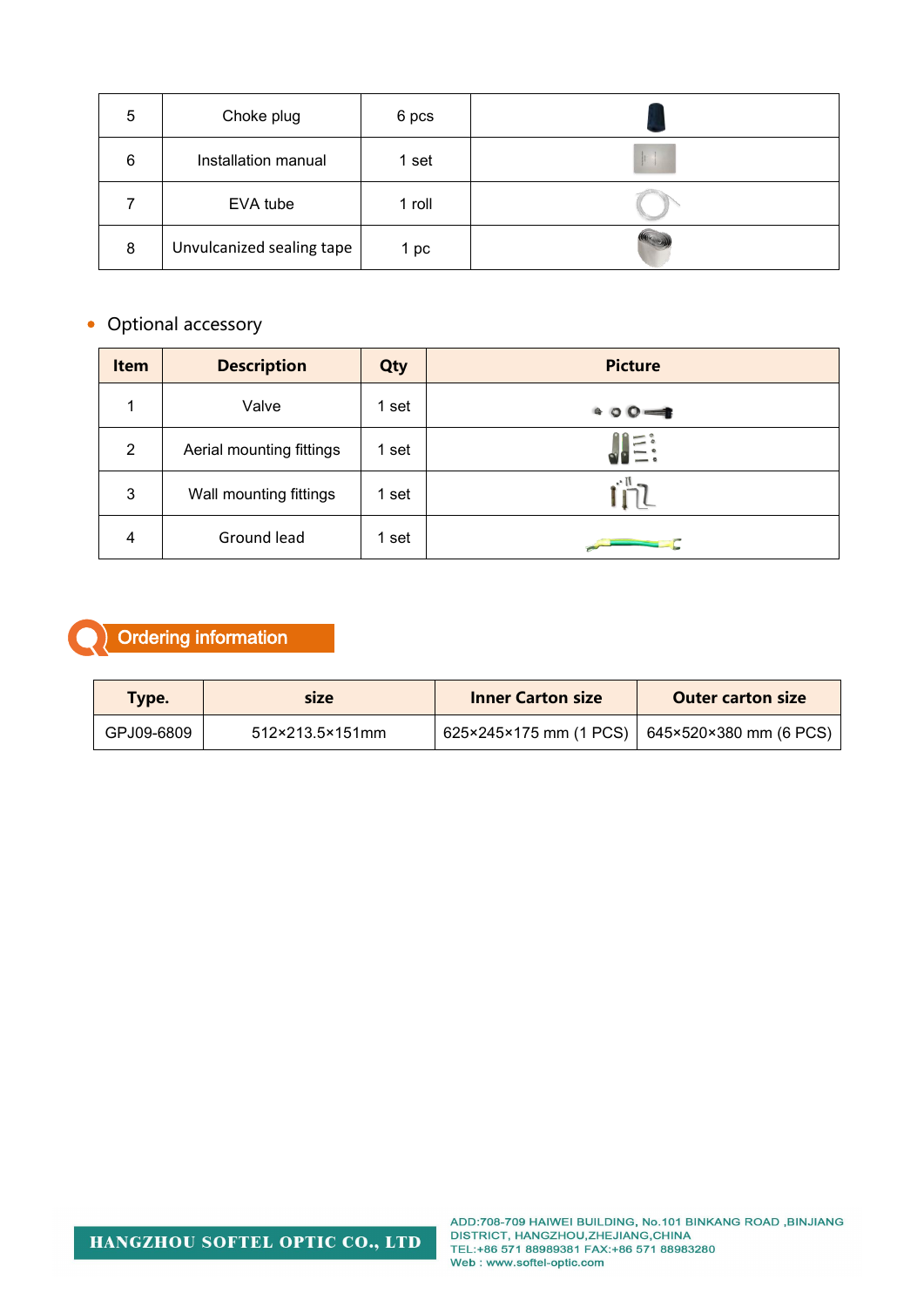| | | | |
|---|---|---|---|
| 5 | Choke plug | 6 pcs | |
| 6 | Installation manual | 1 set | |
| 7 | EVA tube | 1 roll | |
| 8 | Unvulcanized sealing tape | 1 pc | |

- Optional accessory

| Item | Description | Qty | Picture |
|---|---|---|---|
| 1 | Valve | 1 set | |
| 2 | Aerial mounting fittings | 1 set | |
| 3 | Wall mounting fittings | 1 set | |
| 4 | Ground lead | 1 set | |

## Ordering information

| Type. | size | Inner Carton size | Outer carton size |
|---|---|---|---|
| GPJ09-6809 | 512×213.5×151mm | 625×245×175 mm (1 PCS) | 645×520×380 mm (6 PCS) |

HANGZHOU SOFTEL OPTIC CO., LTD

ADD:708-709 HAIWEI BUILDING, No.101 BINKANG ROAD ,BINJIANG DISTRICT, HANGZHOU,ZHEJIANG,CHINA
TEL:+86 571 88989381 FAX:+86 571 88983280
Web : www.softel-optic.com